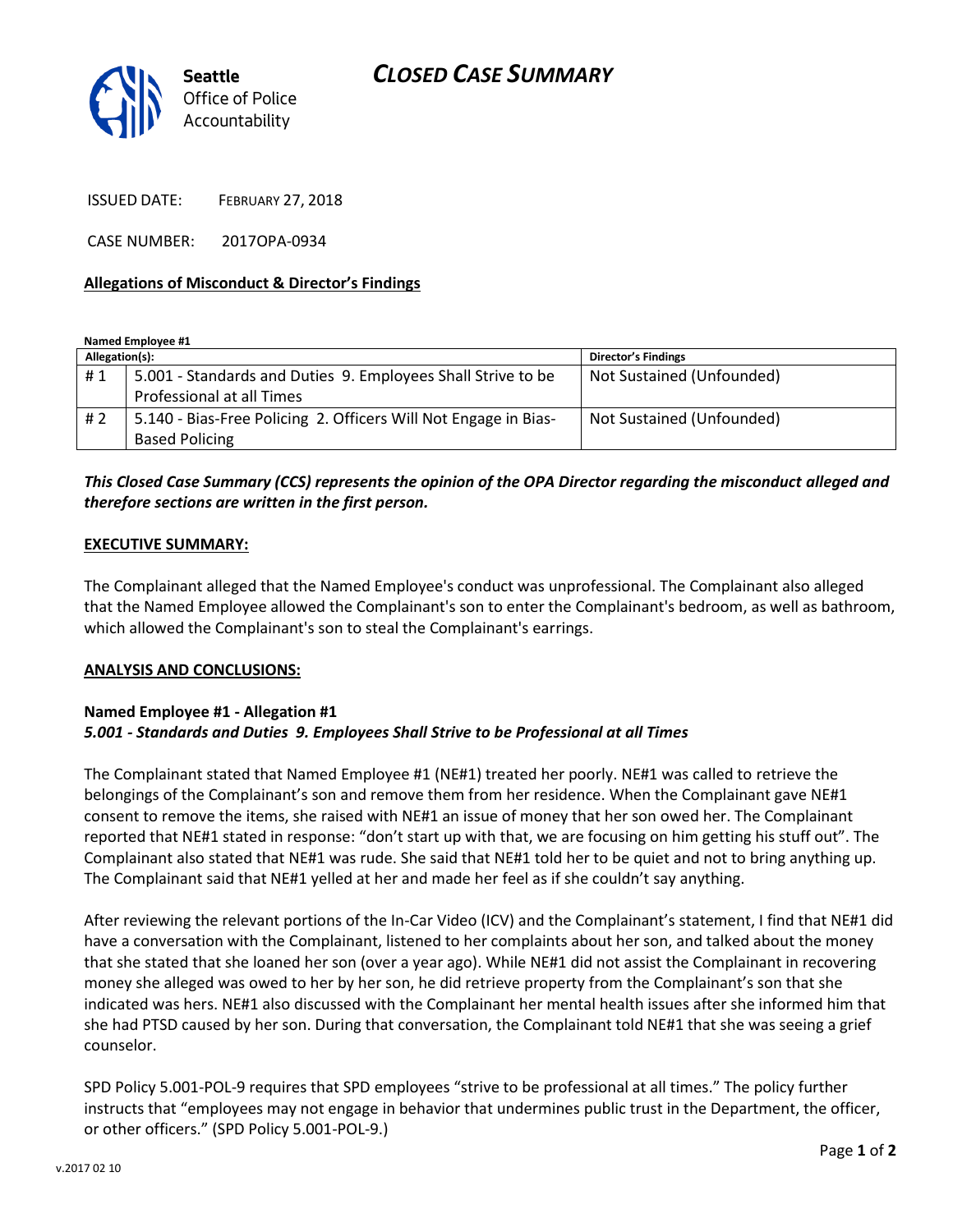Seattle Office of Police Accountability

# CLOSED CASE SUMMARY

ISSUED DATE: FEBRUARY 27, 2018

CASE NUMBER: 2017OPA-0934

**Allegations of Misconduct & Director's Findings**

**Named Employee #1**

| Allegation(s): | | Director's Findings |
|---|---|---|
| # 1 | 5.001 - Standards and Duties 9. Employees Shall Strive to be Professional at all Times | Not Sustained (Unfounded) |
| # 2 | 5.140 - Bias-Free Policing 2. Officers Will Not Engage in Bias-Based Policing | Not Sustained (Unfounded) |

***This Closed Case Summary (CCS) represents the opinion of the OPA Director regarding the misconduct alleged and therefore sections are written in the first person.***

**EXECUTIVE SUMMARY:**

The Complainant alleged that the Named Employee's conduct was unprofessional. The Complainant also alleged that the Named Employee allowed the Complainant's son to enter the Complainant's bedroom, as well as bathroom, which allowed the Complainant's son to steal the Complainant's earrings.

**ANALYSIS AND CONCLUSIONS:**

**Named Employee #1 - Allegation #1**
***5.001 - Standards and Duties 9. Employees Shall Strive to be Professional at all Times***

The Complainant stated that Named Employee #1 (NE#1) treated her poorly. NE#1 was called to retrieve the belongings of the Complainant's son and remove them from her residence. When the Complainant gave NE#1 consent to remove the items, she raised with NE#1 an issue of money that her son owed her. The Complainant reported that NE#1 stated in response: "don't start up with that, we are focusing on him getting his stuff out". The Complainant also stated that NE#1 was rude. She said that NE#1 told her to be quiet and not to bring anything up. The Complainant said that NE#1 yelled at her and made her feel as if she couldn't say anything.

After reviewing the relevant portions of the In-Car Video (ICV) and the Complainant's statement, I find that NE#1 did have a conversation with the Complainant, listened to her complaints about her son, and talked about the money that she stated that she loaned her son (over a year ago). While NE#1 did not assist the Complainant in recovering money she alleged was owed to her by her son, he did retrieve property from the Complainant's son that she indicated was hers. NE#1 also discussed with the Complainant her mental health issues after she informed him that she had PTSD caused by her son. During that conversation, the Complainant told NE#1 that she was seeing a grief counselor.

SPD Policy 5.001-POL-9 requires that SPD employees "strive to be professional at all times." The policy further instructs that "employees may not engage in behavior that undermines public trust in the Department, the officer, or other officers." (SPD Policy 5.001-POL-9.)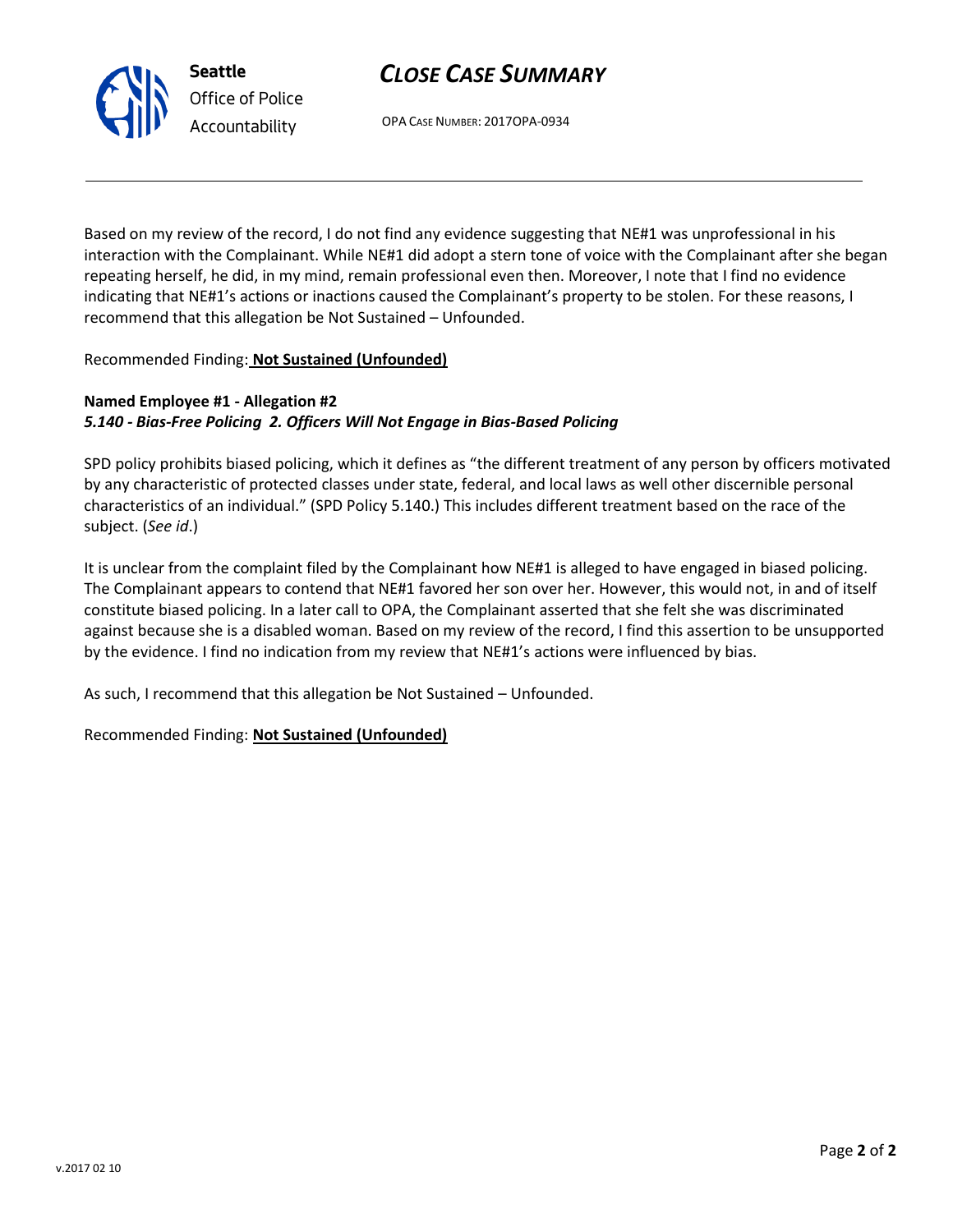Based on my review of the record, I do not find any evidence suggesting that NE#1 was unprofessional in his interaction with the Complainant. While NE#1 did adopt a stern tone of voice with the Complainant after she began repeating herself, he did, in my mind, remain professional even then. Moreover, I note that I find no evidence indicating that NE#1's actions or inactions caused the Complainant's property to be stolen. For these reasons, I recommend that this allegation be Not Sustained – Unfounded.

Recommended Finding: **Not Sustained (Unfounded)**

**Named Employee #1 - Allegation #2**
***5.140 - Bias-Free Policing 2. Officers Will Not Engage in Bias-Based Policing***

SPD policy prohibits biased policing, which it defines as "the different treatment of any person by officers motivated by any characteristic of protected classes under state, federal, and local laws as well other discernible personal characteristics of an individual." (SPD Policy 5.140.) This includes different treatment based on the race of the subject. (*See id*.)

It is unclear from the complaint filed by the Complainant how NE#1 is alleged to have engaged in biased policing. The Complainant appears to contend that NE#1 favored her son over her. However, this would not, in and of itself constitute biased policing. In a later call to OPA, the Complainant asserted that she felt she was discriminated against because she is a disabled woman. Based on my review of the record, I find this assertion to be unsupported by the evidence. I find no indication from my review that NE#1's actions were influenced by bias.

As such, I recommend that this allegation be Not Sustained – Unfounded.

Recommended Finding: **Not Sustained (Unfounded)**